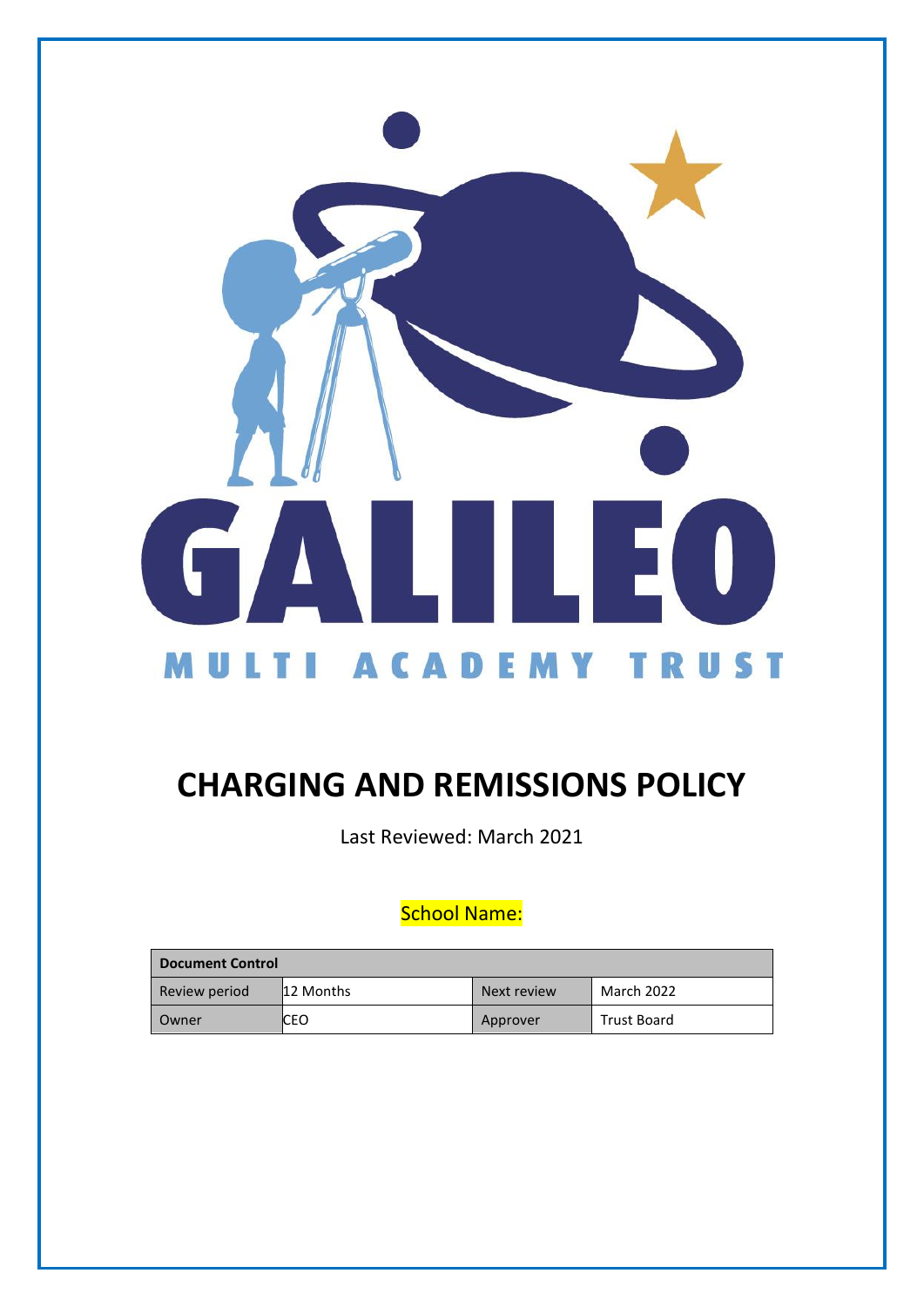GALILEO

MULTI ACADEMY TRUST

# CHARGING AND REMISSIONS POLICY

Last Reviewed: March 2021

School Name:

| Document Control | | | |
|---|---|---|---|
| Review period | 12 Months | Next review | March 2022 |
| Owner | CEO | Approver | Trust Board |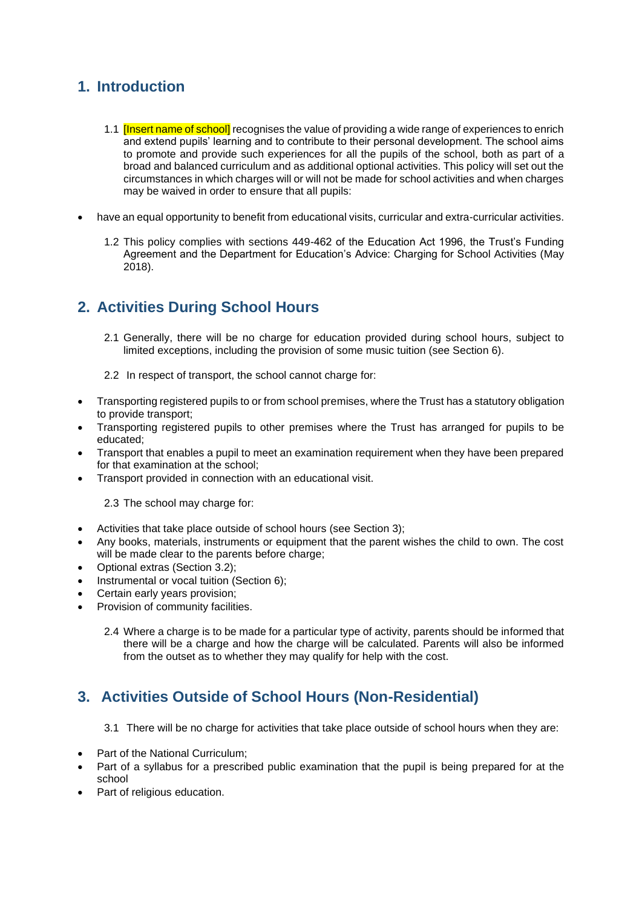## 1. Introduction

1.1 [Insert name of school] recognises the value of providing a wide range of experiences to enrich and extend pupils' learning and to contribute to their personal development. The school aims to promote and provide such experiences for all the pupils of the school, both as part of a broad and balanced curriculum and as additional optional activities. This policy will set out the circumstances in which charges will or will not be made for school activities and when charges may be waived in order to ensure that all pupils:

- have an equal opportunity to benefit from educational visits, curricular and extra-curricular activities.

1.2 This policy complies with sections 449-462 of the Education Act 1996, the Trust's Funding Agreement and the Department for Education's Advice: Charging for School Activities (May 2018).

## 2. Activities During School Hours

2.1 Generally, there will be no charge for education provided during school hours, subject to limited exceptions, including the provision of some music tuition (see Section 6).

2.2 In respect of transport, the school cannot charge for:

- Transporting registered pupils to or from school premises, where the Trust has a statutory obligation to provide transport;
- Transporting registered pupils to other premises where the Trust has arranged for pupils to be educated;
- Transport that enables a pupil to meet an examination requirement when they have been prepared for that examination at the school;
- Transport provided in connection with an educational visit.

2.3 The school may charge for:

- Activities that take place outside of school hours (see Section 3);
- Any books, materials, instruments or equipment that the parent wishes the child to own. The cost will be made clear to the parents before charge;
- Optional extras (Section 3.2);
- Instrumental or vocal tuition (Section 6);
- Certain early years provision;
- Provision of community facilities.

2.4 Where a charge is to be made for a particular type of activity, parents should be informed that there will be a charge and how the charge will be calculated. Parents will also be informed from the outset as to whether they may qualify for help with the cost.

## 3. Activities Outside of School Hours (Non-Residential)

3.1 There will be no charge for activities that take place outside of school hours when they are:

- Part of the National Curriculum;
- Part of a syllabus for a prescribed public examination that the pupil is being prepared for at the school
- Part of religious education.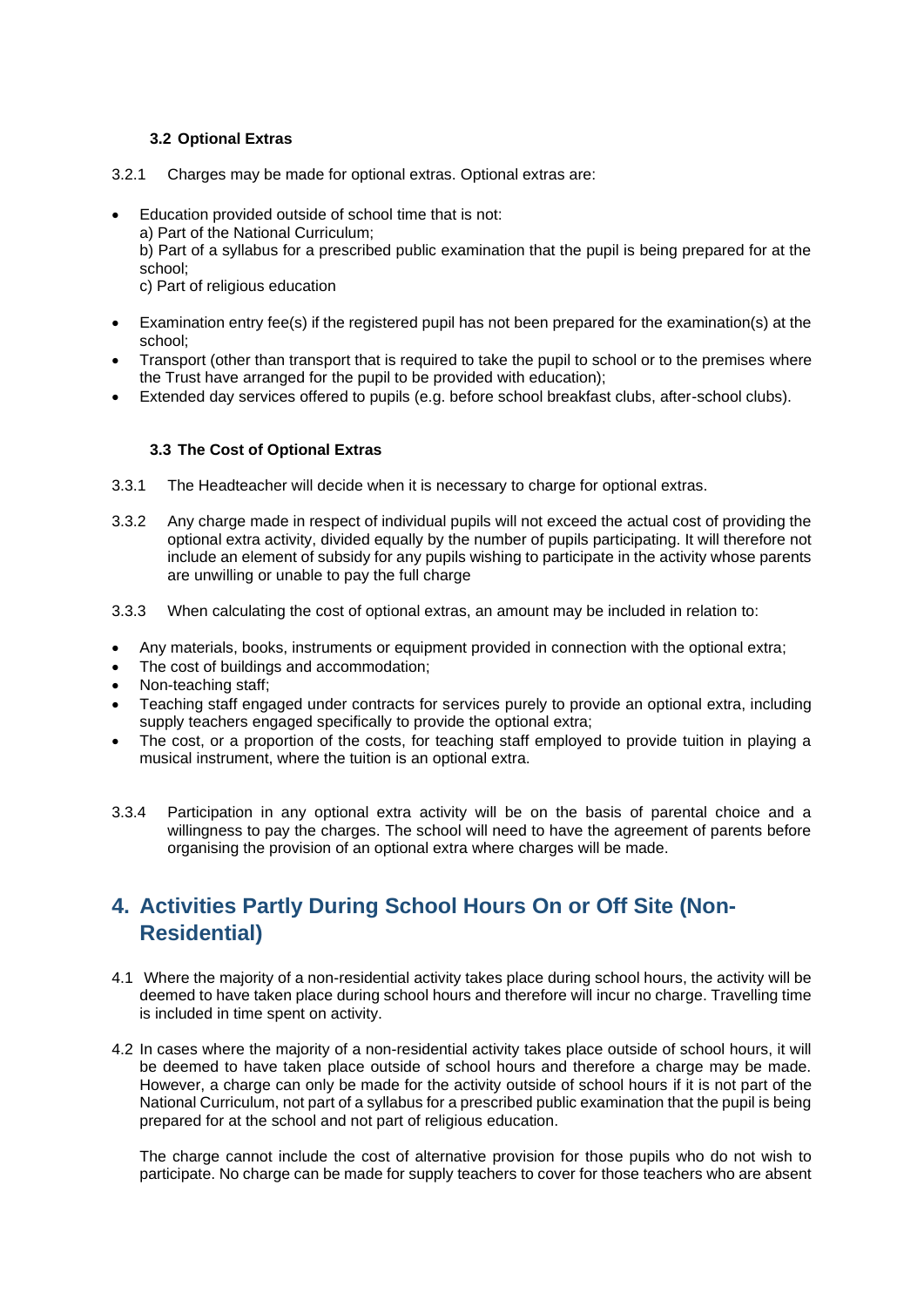### 3.2 Optional Extras

3.2.1 Charges may be made for optional extras. Optional extras are:

- Education provided outside of school time that is not:
  a) Part of the National Curriculum;
  b) Part of a syllabus for a prescribed public examination that the pupil is being prepared for at the school;
  c) Part of religious education
- Examination entry fee(s) if the registered pupil has not been prepared for the examination(s) at the school;
- Transport (other than transport that is required to take the pupil to school or to the premises where the Trust have arranged for the pupil to be provided with education);
- Extended day services offered to pupils (e.g. before school breakfast clubs, after-school clubs).

### 3.3 The Cost of Optional Extras

3.3.1 The Headteacher will decide when it is necessary to charge for optional extras.

3.3.2 Any charge made in respect of individual pupils will not exceed the actual cost of providing the optional extra activity, divided equally by the number of pupils participating. It will therefore not include an element of subsidy for any pupils wishing to participate in the activity whose parents are unwilling or unable to pay the full charge

3.3.3 When calculating the cost of optional extras, an amount may be included in relation to:

- Any materials, books, instruments or equipment provided in connection with the optional extra;
- The cost of buildings and accommodation;
- Non-teaching staff;
- Teaching staff engaged under contracts for services purely to provide an optional extra, including supply teachers engaged specifically to provide the optional extra;
- The cost, or a proportion of the costs, for teaching staff employed to provide tuition in playing a musical instrument, where the tuition is an optional extra.

3.3.4 Participation in any optional extra activity will be on the basis of parental choice and a willingness to pay the charges. The school will need to have the agreement of parents before organising the provision of an optional extra where charges will be made.

## 4. Activities Partly During School Hours On or Off Site (Non-Residential)

4.1 Where the majority of a non-residential activity takes place during school hours, the activity will be deemed to have taken place during school hours and therefore will incur no charge. Travelling time is included in time spent on activity.

4.2 In cases where the majority of a non-residential activity takes place outside of school hours, it will be deemed to have taken place outside of school hours and therefore a charge may be made. However, a charge can only be made for the activity outside of school hours if it is not part of the National Curriculum, not part of a syllabus for a prescribed public examination that the pupil is being prepared for at the school and not part of religious education.

The charge cannot include the cost of alternative provision for those pupils who do not wish to participate. No charge can be made for supply teachers to cover for those teachers who are absent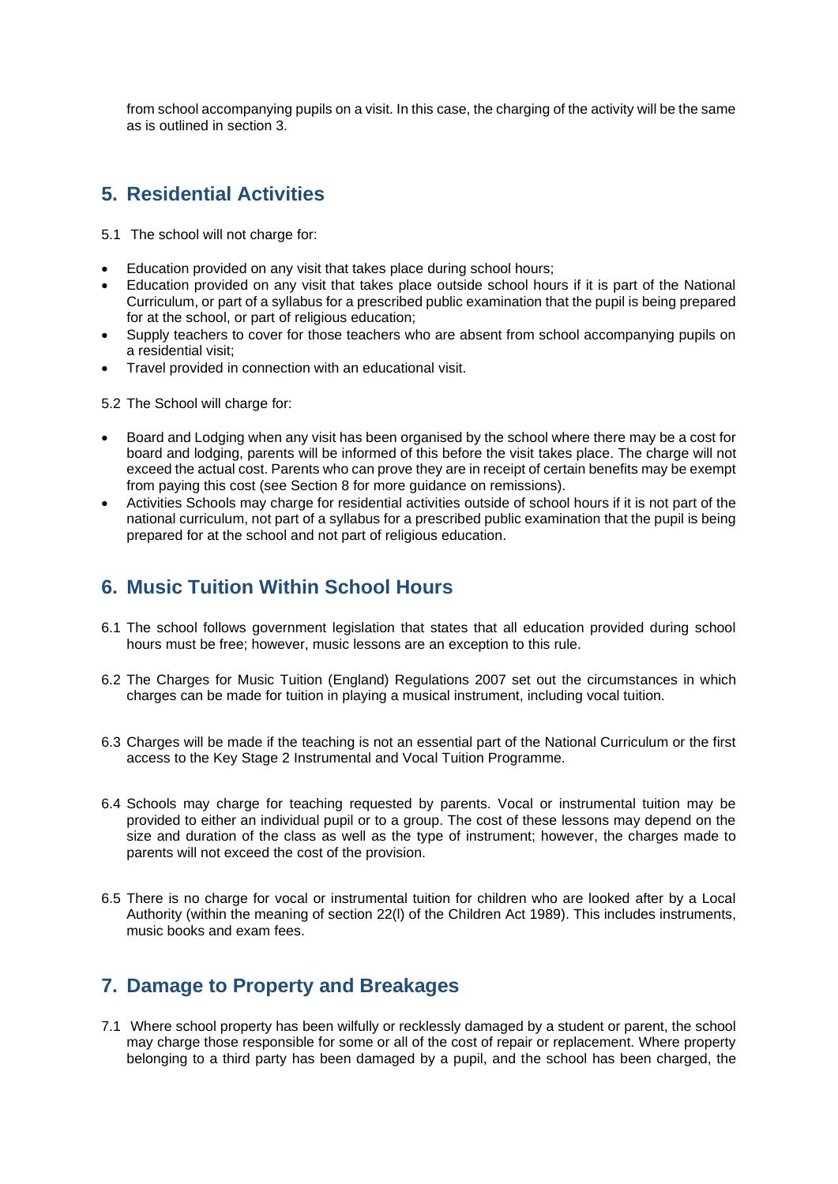from school accompanying pupils on a visit. In this case, the charging of the activity will be the same as is outlined in section 3.

## 5. Residential Activities

5.1 The school will not charge for:

- Education provided on any visit that takes place during school hours;
- Education provided on any visit that takes place outside school hours if it is part of the National Curriculum, or part of a syllabus for a prescribed public examination that the pupil is being prepared for at the school, or part of religious education;
- Supply teachers to cover for those teachers who are absent from school accompanying pupils on a residential visit;
- Travel provided in connection with an educational visit.

5.2 The School will charge for:

- Board and Lodging when any visit has been organised by the school where there may be a cost for board and lodging, parents will be informed of this before the visit takes place. The charge will not exceed the actual cost. Parents who can prove they are in receipt of certain benefits may be exempt from paying this cost (see Section 8 for more guidance on remissions).
- Activities Schools may charge for residential activities outside of school hours if it is not part of the national curriculum, not part of a syllabus for a prescribed public examination that the pupil is being prepared for at the school and not part of religious education.

## 6. Music Tuition Within School Hours

6.1 The school follows government legislation that states that all education provided during school hours must be free; however, music lessons are an exception to this rule.

6.2 The Charges for Music Tuition (England) Regulations 2007 set out the circumstances in which charges can be made for tuition in playing a musical instrument, including vocal tuition.

6.3 Charges will be made if the teaching is not an essential part of the National Curriculum or the first access to the Key Stage 2 Instrumental and Vocal Tuition Programme.

6.4 Schools may charge for teaching requested by parents. Vocal or instrumental tuition may be provided to either an individual pupil or to a group. The cost of these lessons may depend on the size and duration of the class as well as the type of instrument; however, the charges made to parents will not exceed the cost of the provision.

6.5 There is no charge for vocal or instrumental tuition for children who are looked after by a Local Authority (within the meaning of section 22(l) of the Children Act 1989). This includes instruments, music books and exam fees.

## 7. Damage to Property and Breakages

7.1 Where school property has been wilfully or recklessly damaged by a student or parent, the school may charge those responsible for some or all of the cost of repair or replacement. Where property belonging to a third party has been damaged by a pupil, and the school has been charged, the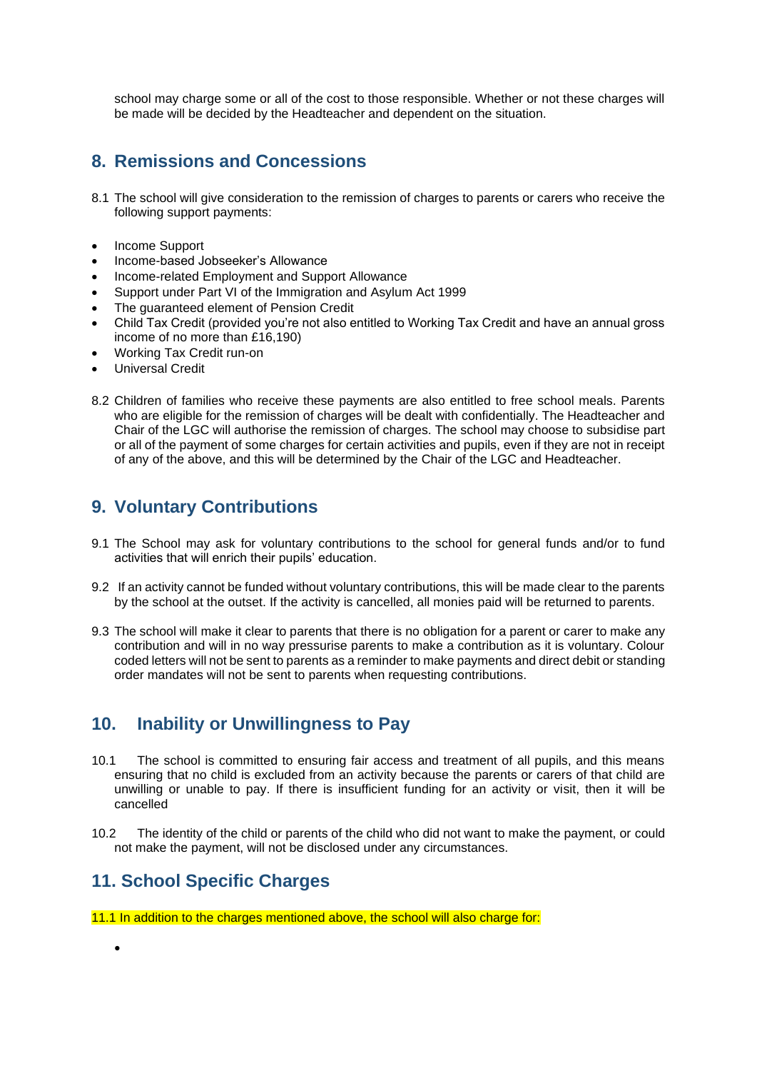school may charge some or all of the cost to those responsible. Whether or not these charges will be made will be decided by the Headteacher and dependent on the situation.

## 8. Remissions and Concessions

8.1 The school will give consideration to the remission of charges to parents or carers who receive the following support payments:

- Income Support
- Income-based Jobseeker's Allowance
- Income-related Employment and Support Allowance
- Support under Part VI of the Immigration and Asylum Act 1999
- The guaranteed element of Pension Credit
- Child Tax Credit (provided you're not also entitled to Working Tax Credit and have an annual gross income of no more than £16,190)
- Working Tax Credit run-on
- Universal Credit

8.2 Children of families who receive these payments are also entitled to free school meals. Parents who are eligible for the remission of charges will be dealt with confidentially. The Headteacher and Chair of the LGC will authorise the remission of charges. The school may choose to subsidise part or all of the payment of some charges for certain activities and pupils, even if they are not in receipt of any of the above, and this will be determined by the Chair of the LGC and Headteacher.

## 9. Voluntary Contributions

9.1 The School may ask for voluntary contributions to the school for general funds and/or to fund activities that will enrich their pupils' education.

9.2 If an activity cannot be funded without voluntary contributions, this will be made clear to the parents by the school at the outset. If the activity is cancelled, all monies paid will be returned to parents.

9.3 The school will make it clear to parents that there is no obligation for a parent or carer to make any contribution and will in no way pressurise parents to make a contribution as it is voluntary. Colour coded letters will not be sent to parents as a reminder to make payments and direct debit or standing order mandates will not be sent to parents when requesting contributions.

## 10. Inability or Unwillingness to Pay

10.1 The school is committed to ensuring fair access and treatment of all pupils, and this means ensuring that no child is excluded from an activity because the parents or carers of that child are unwilling or unable to pay. If there is insufficient funding for an activity or visit, then it will be cancelled

10.2 The identity of the child or parents of the child who did not want to make the payment, or could not make the payment, will not be disclosed under any circumstances.

## 11. School Specific Charges

11.1 In addition to the charges mentioned above, the school will also charge for:

-